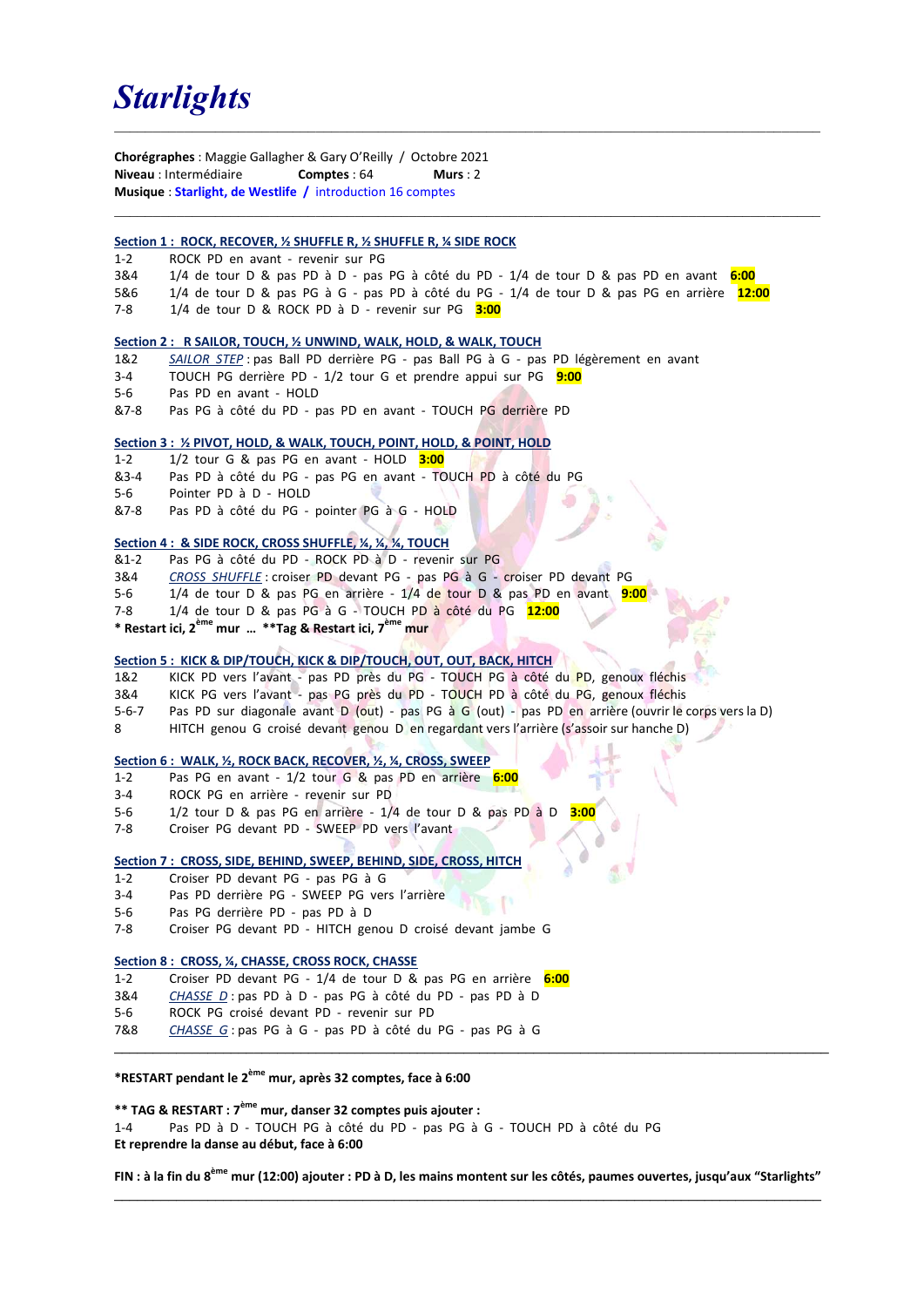# Starlights

**Chorégraphes** : Maggie Gallagher & Gary O'Reilly / Octobre 2021
**Niveau** : Intermédiaire **Comptes** : 64 **Murs** : 2
**Musique** : **Starlight, de Westlife** / introduction 16 comptes

---

**Section 1 : ROCK, RECOVER, ½ SHUFFLE R, ½ SHUFFLE R, ¼ SIDE ROCK**

1-2 ROCK PD en avant - revenir sur PG
3&4 1/4 de tour D & pas PD à D - pas PG à côté du PD - 1/4 de tour D & pas PD en avant **6:00**
5&6 1/4 de tour D & pas PG à G - pas PD à côté du PG - 1/4 de tour D & pas PG en arrière **12:00**
7-8 1/4 de tour D & ROCK PD à D - revenir sur PG **3:00**

**Section 2 : R SAILOR, TOUCH, ½ UNWIND, WALK, HOLD, & WALK, TOUCH**

1&2 *SAILOR STEP* : pas Ball PD derrière PG - pas Ball PG à G - pas PD légèrement en avant
3-4 TOUCH PG derrière PD - 1/2 tour G et prendre appui sur PG **9:00**
5-6 Pas PD en avant - HOLD
&7-8 Pas PG à côté du PD - pas PD en avant - TOUCH PG derrière PD

**Section 3 : ½ PIVOT, HOLD, & WALK, TOUCH, POINT, HOLD, & POINT, HOLD**

1-2 1/2 tour G & pas PG en avant - HOLD **3:00**
&3-4 Pas PD à côté du PG - pas PG en avant - TOUCH PD à côté du PG
5-6 Pointer PD à D - HOLD
&7-8 Pas PD à côté du PG - pointer PG à G - HOLD

**Section 4 : & SIDE ROCK, CROSS SHUFFLE, ¼, ¼, ¼, TOUCH**

&1-2 Pas PG à côté du PD - ROCK PD à D - revenir sur PG
3&4 *CROSS SHUFFLE* : croiser PD devant PG - pas PG à G - croiser PD devant PG
5-6 1/4 de tour D & pas PG en arrière - 1/4 de tour D & pas PD en avant **9:00**
7-8 1/4 de tour D & pas PG à G - TOUCH PD à côté du PG **12:00**

**\* Restart ici, 2ème mur … \*\*Tag & Restart ici, 7ème mur**

**Section 5 : KICK & DIP/TOUCH, KICK & DIP/TOUCH, OUT, OUT, BACK, HITCH**

1&2 KICK PD vers l'avant - pas PD près du PG - TOUCH PG à côté du PD, genoux fléchis
3&4 KICK PG vers l'avant - pas PG près du PD - TOUCH PD à côté du PG, genoux fléchis
5-6-7 Pas PD sur diagonale avant D (out) - pas PG à G (out) - pas PD en arrière (ouvrir le corps vers la D)
8 HITCH genou G croisé devant genou D en regardant vers l'arrière (s'assoir sur hanche D)

**Section 6 : WALK, ½, ROCK BACK, RECOVER, ½, ¼, CROSS, SWEEP**

1-2 Pas PG en avant - 1/2 tour G & pas PD en arrière **6:00**
3-4 ROCK PG en arrière - revenir sur PD
5-6 1/2 tour D & pas PG en arrière - 1/4 de tour D & pas PD à D **3:00**
7-8 Croiser PG devant PD - SWEEP PD vers l'avant

**Section 7 : CROSS, SIDE, BEHIND, SWEEP, BEHIND, SIDE, CROSS, HITCH**

1-2 Croiser PD devant PG - pas PG à G
3-4 Pas PD derrière PG - SWEEP PG vers l'arrière
5-6 Pas PG derrière PD - pas PD à D
7-8 Croiser PG devant PD - HITCH genou D croisé devant jambe G

**Section 8 : CROSS, ¼, CHASSE, CROSS ROCK, CHASSE**

1-2 Croiser PD devant PG - 1/4 de tour D & pas PG en arrière **6:00**
3&4 *CHASSE D* : pas PD à D - pas PG à côté du PD - pas PD à D
5-6 ROCK PG croisé devant PD - revenir sur PD
7&8 *CHASSE G* : pas PG à G - pas PD à côté du PG - pas PG à G

---

**\*RESTART pendant le 2ème mur, après 32 comptes, face à 6:00**

**\*\* TAG & RESTART : 7ème mur, danser 32 comptes puis ajouter :**
1-4 Pas PD à D - TOUCH PG à côté du PD - pas PG à G - TOUCH PD à côté du PG
**Et reprendre la danse au début, face à 6:00**

**FIN : à la fin du 8ème mur (12:00) ajouter : PD à D, les mains montent sur les côtés, paumes ouvertes, jusqu'aux "Starlights"**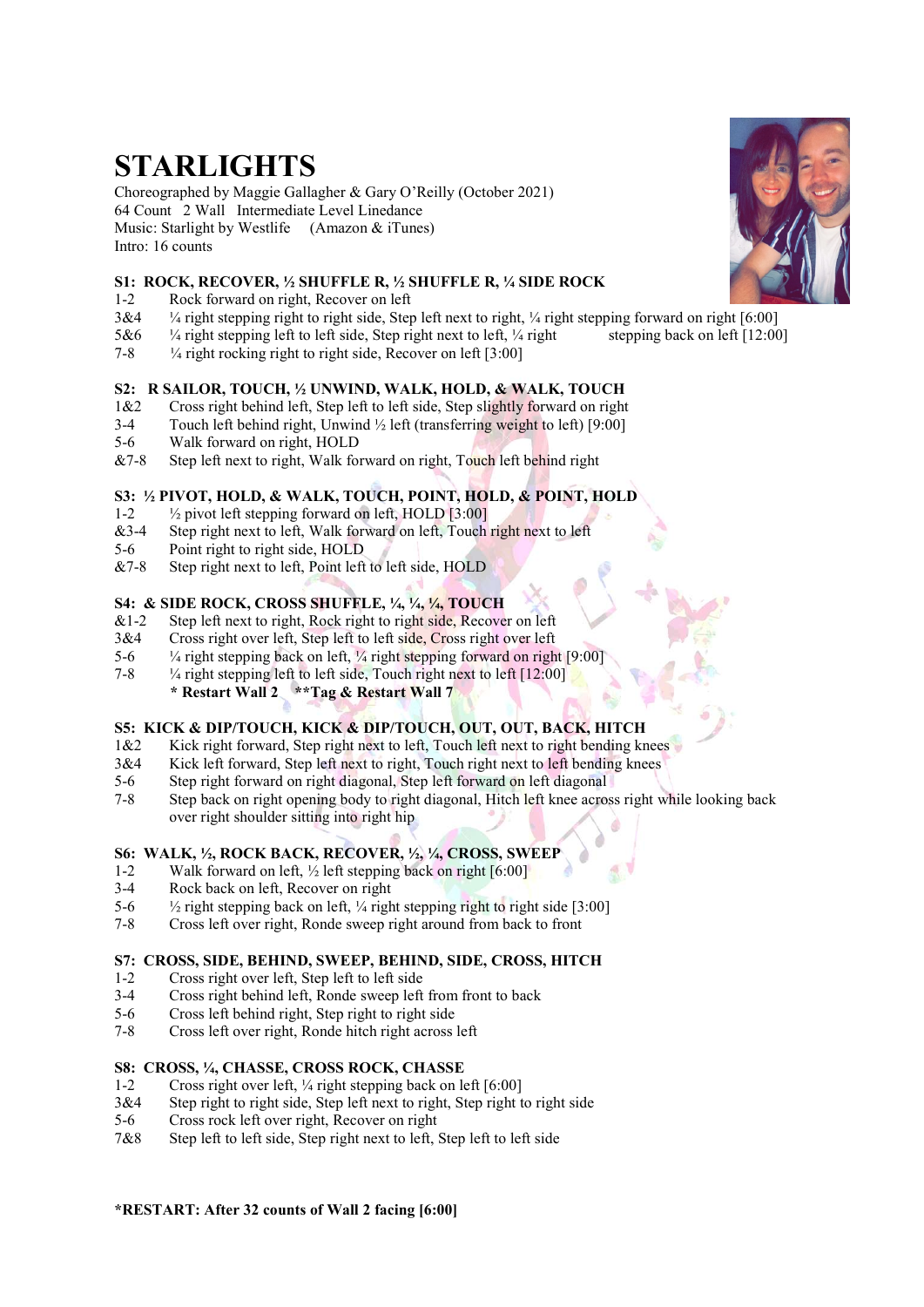# STARLIGHTS

Choreographed by Maggie Gallagher & Gary O'Reilly (October 2021)
64 Count 2 Wall Intermediate Level Linedance
Music: Starlight by Westlife (Amazon & iTunes)
Intro: 16 counts

### S1: ROCK, RECOVER, ½ SHUFFLE R, ½ SHUFFLE R, ¼ SIDE ROCK

1-2 Rock forward on right, Recover on left
3&4 ¼ right stepping right to right side, Step left next to right, ¼ right stepping forward on right [6:00]
5&6 ¼ right stepping left to left side, Step right next to left, ¼ right stepping back on left [12:00]
7-8 ¼ right rocking right to right side, Recover on left [3:00]

### S2: R SAILOR, TOUCH, ½ UNWIND, WALK, HOLD, & WALK, TOUCH

1&2 Cross right behind left, Step left to left side, Step slightly forward on right
3-4 Touch left behind right, Unwind ½ left (transferring weight to left) [9:00]
5-6 Walk forward on right, HOLD
&7-8 Step left next to right, Walk forward on right, Touch left behind right

### S3: ½ PIVOT, HOLD, & WALK, TOUCH, POINT, HOLD, & POINT, HOLD

1-2 ½ pivot left stepping forward on left, HOLD [3:00]
&3-4 Step right next to left, Walk forward on left, Touch right next to left
5-6 Point right to right side, HOLD
&7-8 Step right next to left, Point left to left side, HOLD

### S4: & SIDE ROCK, CROSS SHUFFLE, ¼, ¼, ¼, TOUCH

&1-2 Step left next to right, Rock right to right side, Recover on left
3&4 Cross right over left, Step left to left side, Cross right over left
5-6 ¼ right stepping back on left, ¼ right stepping forward on right [9:00]
7-8 ¼ right stepping left to left side, Touch right next to left [12:00]
**\* Restart Wall 2 \*\*Tag & Restart Wall 7**

### S5: KICK & DIP/TOUCH, KICK & DIP/TOUCH, OUT, OUT, BACK, HITCH

1&2 Kick right forward, Step right next to left, Touch left next to right bending knees
3&4 Kick left forward, Step left next to right, Touch right next to left bending knees
5-6 Step right forward on right diagonal, Step left forward on left diagonal
7-8 Step back on right opening body to right diagonal, Hitch left knee across right while looking back over right shoulder sitting into right hip

### S6: WALK, ½, ROCK BACK, RECOVER, ½, ¼, CROSS, SWEEP

1-2 Walk forward on left, ½ left stepping back on right [6:00]
3-4 Rock back on left, Recover on right
5-6 ½ right stepping back on left, ¼ right stepping right to right side [3:00]
7-8 Cross left over right, Ronde sweep right around from back to front

### S7: CROSS, SIDE, BEHIND, SWEEP, BEHIND, SIDE, CROSS, HITCH

1-2 Cross right over left, Step left to left side
3-4 Cross right behind left, Ronde sweep left from front to back
5-6 Cross left behind right, Step right to right side
7-8 Cross left over right, Ronde hitch right across left

### S8: CROSS, ¼, CHASSE, CROSS ROCK, CHASSE

1-2 Cross right over left, ¼ right stepping back on left [6:00]
3&4 Step right to right side, Step left next to right, Step right to right side
5-6 Cross rock left over right, Recover on right
7&8 Step left to left side, Step right next to left, Step left to left side

**\*RESTART: After 32 counts of Wall 2 facing [6:00]**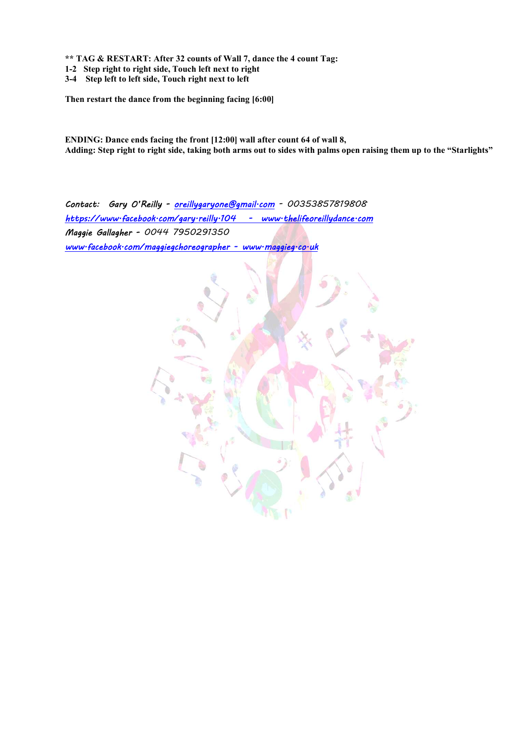**\*\* TAG & RESTART: After 32 counts of Wall 7, dance the 4 count Tag:**
**1-2 Step right to right side, Touch left next to right**
**3-4 Step left to left side, Touch right next to left**

**Then restart the dance from the beginning facing [6:00]**

**ENDING: Dance ends facing the front [12:00] wall after count 64 of wall 8,**
**Adding: Step right to right side, taking both arms out to sides with palms open raising them up to the "Starlights"**

*Contact: Gary O'Reilly - oreillygaryone@gmail.com - 00353857819808*
*https://www.facebook.com/gary.reilly.104 - www.thelifeoreillydance.com*
*Maggie Gallagher - 0044 7950291350*
*www.facebook.com/maggiegchoreographer - www.maggieg.co.uk*